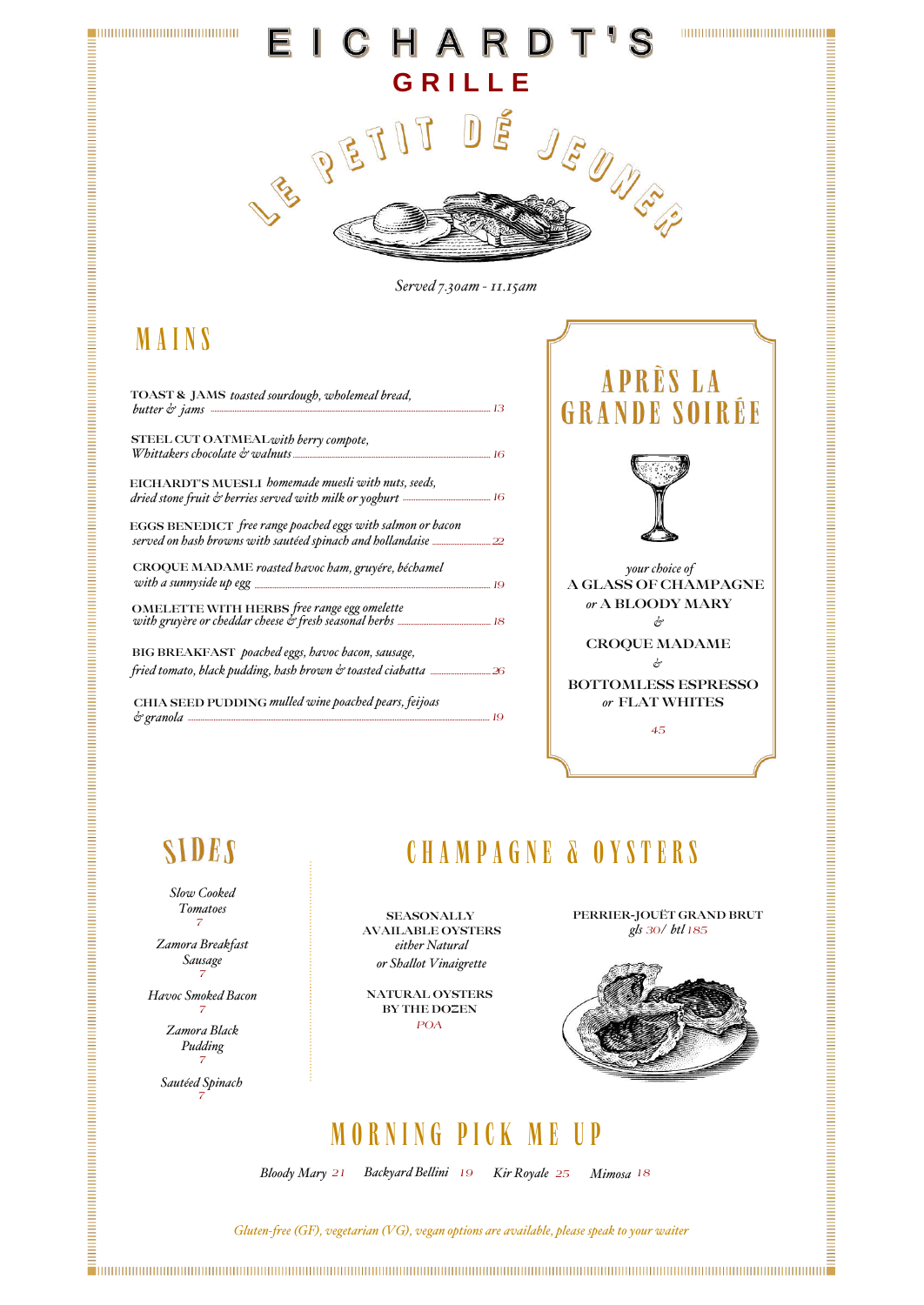# EICHARDT'S
## GRILLE

## LE PETIT DÉJEUNER

*Served 7.30am - 11.15am*

## MAINS

**TOAST & JAMS** *toasted sourdough, wholemeal bread, butter & jams* — 13

**STEEL CUT OATMEAL** *with berry compote, Whittakers chocolate & walnuts* — 16

**EICHARDT'S MUESLI** *homemade muesli with nuts, seeds, dried stone fruit & berries served with milk or yoghurt* — 16

**EGGS BENEDICT** *free range poached eggs with salmon or bacon served on hash browns with sautéed spinach and hollandaise* — 22

**CROQUE MADAME** *roasted havoc ham, gruyére, béchamel with a sunnyside up egg* — 19

**OMELETTE WITH HERBS** *free range egg omelette with gruyère or cheddar cheese & fresh seasonal herbs* — 18

**BIG BREAKFAST** *poached eggs, havoc bacon, sausage, fried tomato, black pudding, hash brown & toasted ciabatta* — 26

**CHIA SEED PUDDING** *mulled wine poached pears, feijoas & granola* — 19

## APRÈS LA GRANDE SOIRÉE

*your choice of*
**A GLASS OF CHAMPAGNE**
*or* **A BLOODY MARY**
*&*
**CROQUE MADAME**
*&*
**BOTTOMLESS ESPRESSO**
*or* **FLAT WHITES**

45

## SIDES

*Slow Cooked Tomatoes* — 7

*Zamora Breakfast Sausage* — 7

*Havoc Smoked Bacon* — 7

*Zamora Black Pudding* — 7

*Sautéed Spinach* — 7

## CHAMPAGNE & OYSTERS

**SEASONALLY AVAILABLE OYSTERS**
*either Natural or Shallot Vinaigrette*

**NATURAL OYSTERS BY THE DOZEN**
POA

**PERRIER-JOUËT GRAND BRUT**
*gls* 30/ *btl* 185

## MORNING PICK ME UP

*Bloody Mary* 21 *Backyard Bellini* 19 *Kir Royale* 25 *Mimosa* 18

*Gluten-free (GF), vegetarian (VG), vegan options are available, please speak to your waiter*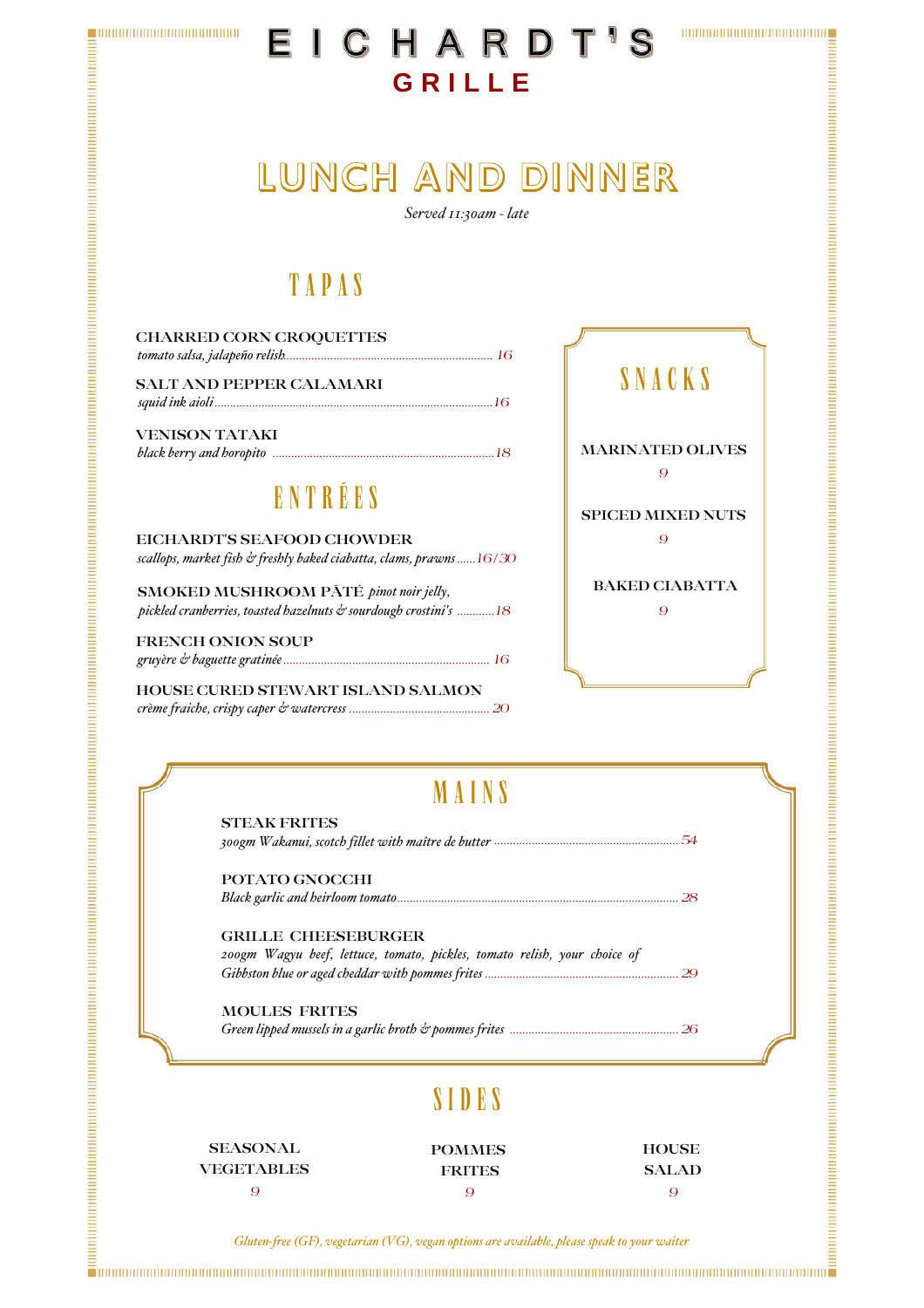# EICHARDT'S
## GRILLE

# LUNCH AND DINNER

*Served 11:30am - late*

## TAPAS

**CHARRED CORN CROQUETTES**
*tomato salsa, jalapeño relish* ........ 16

**SALT AND PEPPER CALAMARI**
*squid ink aioli* ........ 16

**VENISON TATAKI**
*black berry and horopito* ........ 18

## ENTRÉES

**EICHARDT'S SEAFOOD CHOWDER**
*scallops, market fish & freshly baked ciabatta, clams, prawns* ...... 16/30

**SMOKED MUSHROOM PÂTÉ** *pinot noir jelly, pickled cranberries, toasted hazelnuts & sourdough crostini's* ........ 18

**FRENCH ONION SOUP**
*gruyère & baguette gratinée* ........ 16

**HOUSE CURED STEWART ISLAND SALMON**
*crème fraiche, crispy caper & watercress* ........ 20

## SNACKS

**MARINATED OLIVES**
9

**SPICED MIXED NUTS**
9

**BAKED CIABATTA**
9

## MAINS

**STEAK FRITES**
*300gm Wakanui, scotch fillet with maître de butter* ........ 54

**POTATO GNOCCHI**
*Black garlic and heirloom tomato* ........ 28

**GRILLE CHEESEBURGER**
*200gm Wagyu beef, lettuce, tomato, pickles, tomato relish, your choice of Gibbston blue or aged cheddar with pommes frites* ........ 29

**MOULES FRITES**
*Green lipped mussels in a garlic broth & pommes frites* ........ 26

## SIDES

**SEASONAL VEGETABLES**
9

**POMMES FRITES**
9

**HOUSE SALAD**
9

*Gluten-free (GF), vegetarian (VG), vegan options are available, please speak to your waiter*